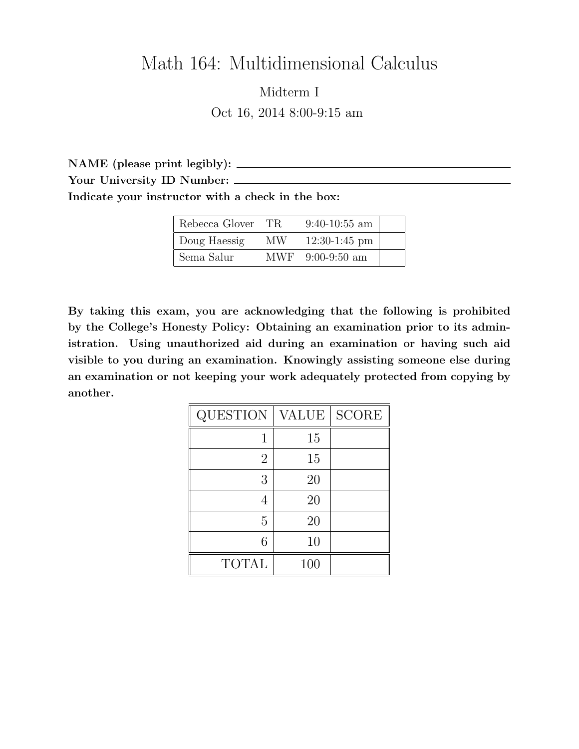# Math 164: Multidimensional Calculus

Midterm I

Oct 16, 2014 8:00-9:15 am

**NAME (please print legibly):** ______________________________

**Your University ID Number:** ______________________________

**Indicate your instructor with a check in the box:**

| | | | |
|---|---|---|---|
| Rebecca Glover | TR | 9:40-10:55 am | |
| Doug Haessig | MW | 12:30-1:45 pm | |
| Sema Salur | MWF | 9:00-9:50 am | |

**By taking this exam, you are acknowledging that the following is prohibited by the College's Honesty Policy: Obtaining an examination prior to its administration. Using unauthorized aid during an examination or having such aid visible to you during an examination. Knowingly assisting someone else during an examination or not keeping your work adequately protected from copying by another.**

| QUESTION | VALUE | SCORE |
|---|---|---|
| 1 | 15 | |
| 2 | 15 | |
| 3 | 20 | |
| 4 | 20 | |
| 5 | 20 | |
| 6 | 10 | |
| TOTAL | 100 | |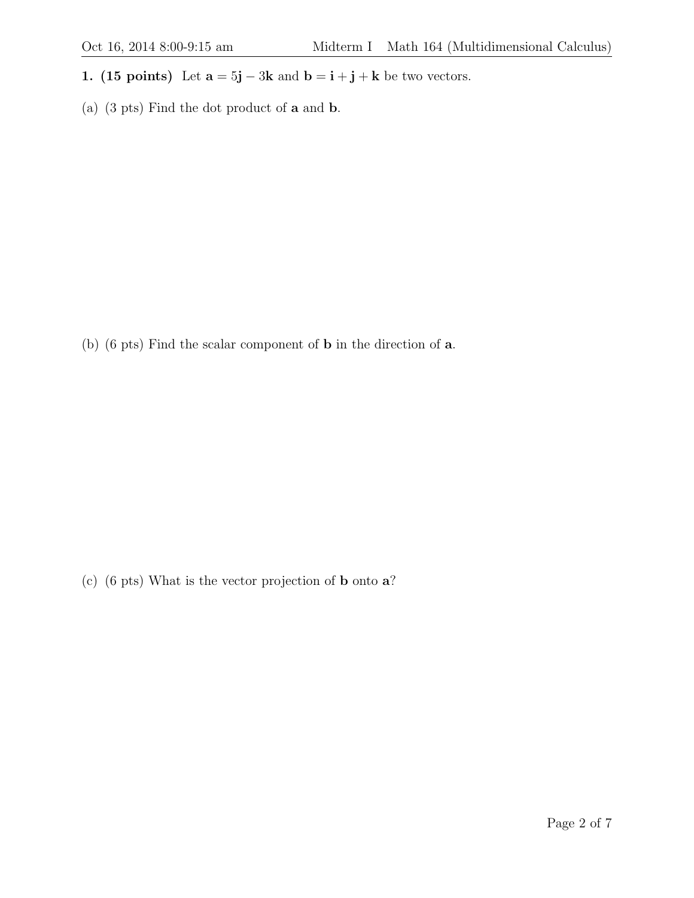**1. (15 points)** Let $\mathbf{a} = 5\mathbf{j} - 3\mathbf{k}$ and $\mathbf{b} = \mathbf{i} + \mathbf{j} + \mathbf{k}$ be two vectors.

(a) (3 pts) Find the dot product of $\mathbf{a}$ and $\mathbf{b}$.

(b) (6 pts) Find the scalar component of $\mathbf{b}$ in the direction of $\mathbf{a}$.

(c) (6 pts) What is the vector projection of $\mathbf{b}$ onto $\mathbf{a}$?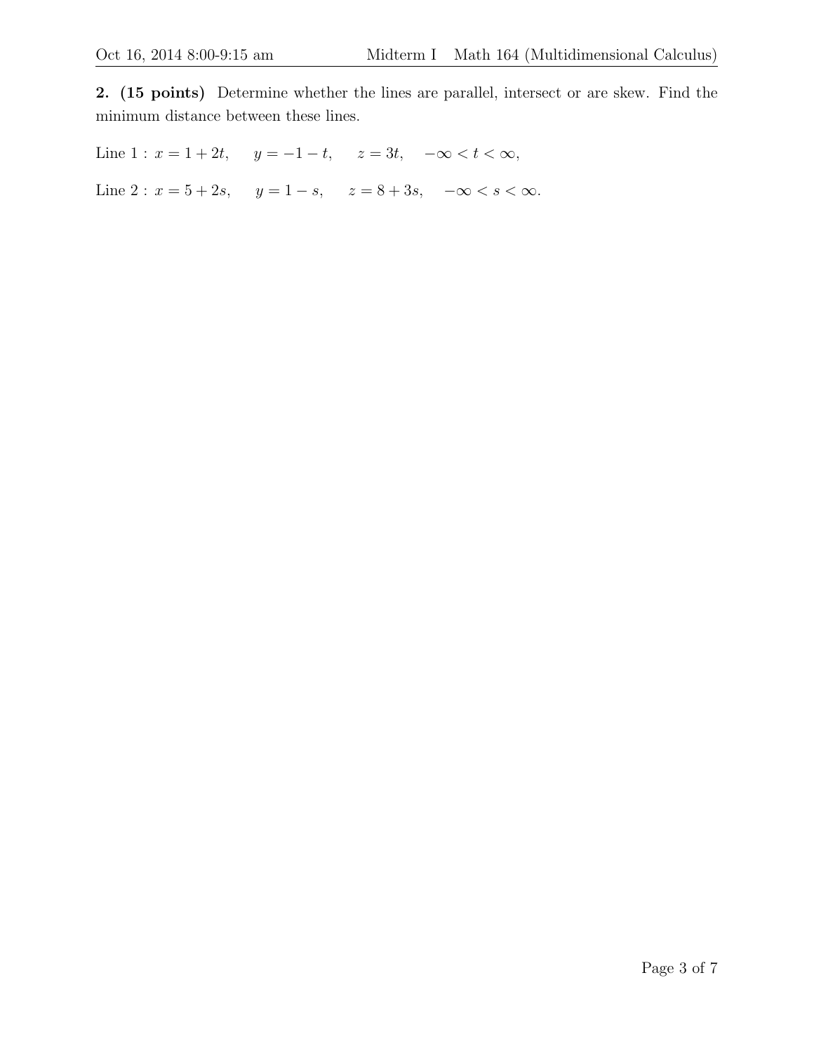**2. (15 points)** Determine whether the lines are parallel, intersect or are skew. Find the minimum distance between these lines.

Line 1 : $x = 1 + 2t, \quad y = -1 - t, \quad z = 3t, \quad -\infty < t < \infty,$

Line 2 : $x = 5 + 2s, \quad y = 1 - s, \quad z = 8 + 3s, \quad -\infty < s < \infty.$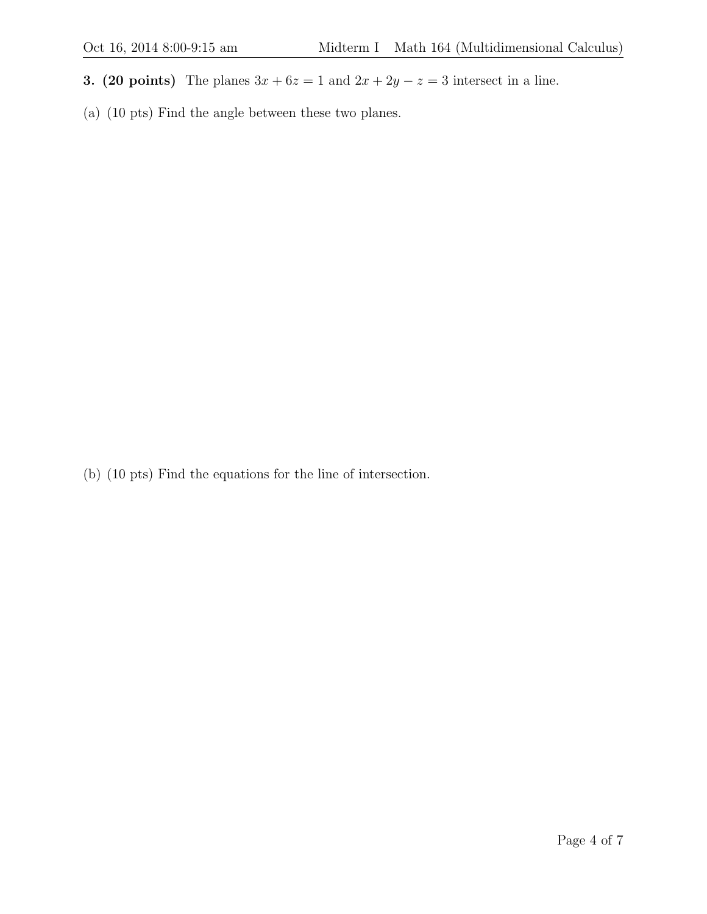**3. (20 points)** The planes $3x + 6z = 1$ and $2x + 2y - z = 3$ intersect in a line.

(a) (10 pts) Find the angle between these two planes.

(b) (10 pts) Find the equations for the line of intersection.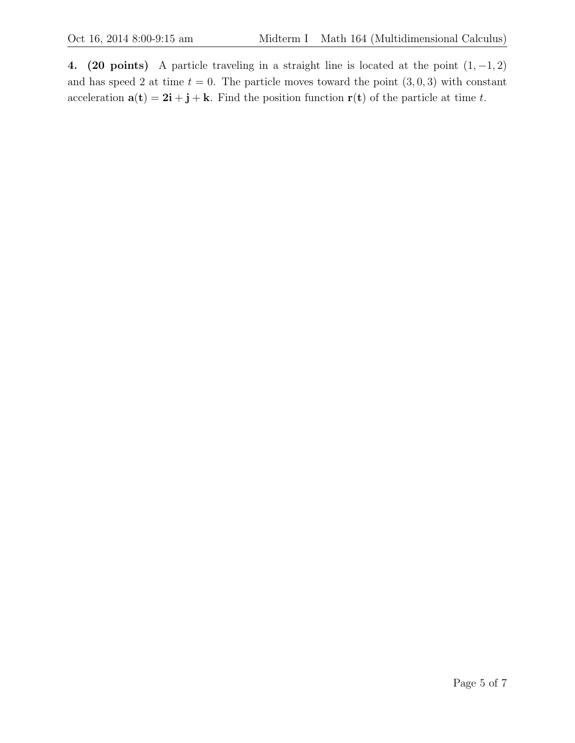**4. (20 points)** A particle traveling in a straight line is located at the point $(1, -1, 2)$ and has speed 2 at time $t = 0$. The particle moves toward the point $(3, 0, 3)$ with constant acceleration $\mathbf{a}(\mathbf{t}) = \mathbf{2i} + \mathbf{j} + \mathbf{k}$. Find the position function $\mathbf{r}(\mathbf{t})$ of the particle at time $t$.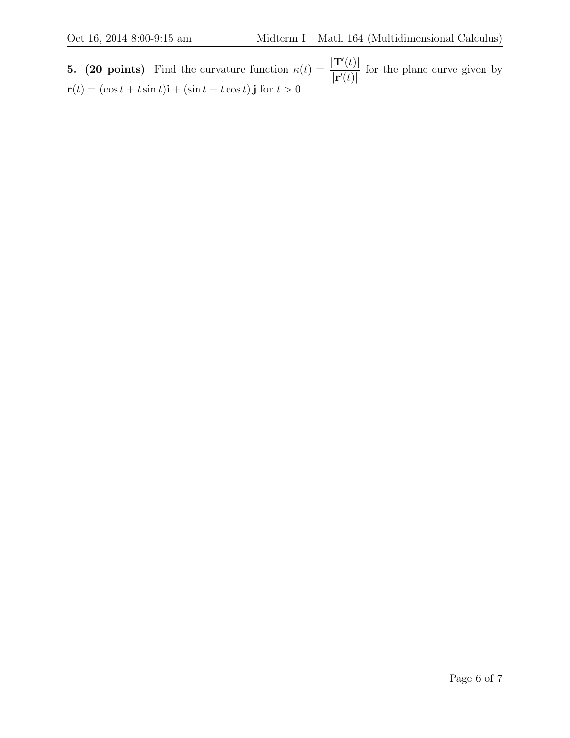**5. (20 points)** Find the curvature function $\kappa(t) = \dfrac{|\mathbf{T}'(t)|}{|\mathbf{r}'(t)|}$ for the plane curve given by $\mathbf{r}(t) = (\cos t + t \sin t)\mathbf{i} + (\sin t - t \cos t)\,\mathbf{j}$ for $t > 0$.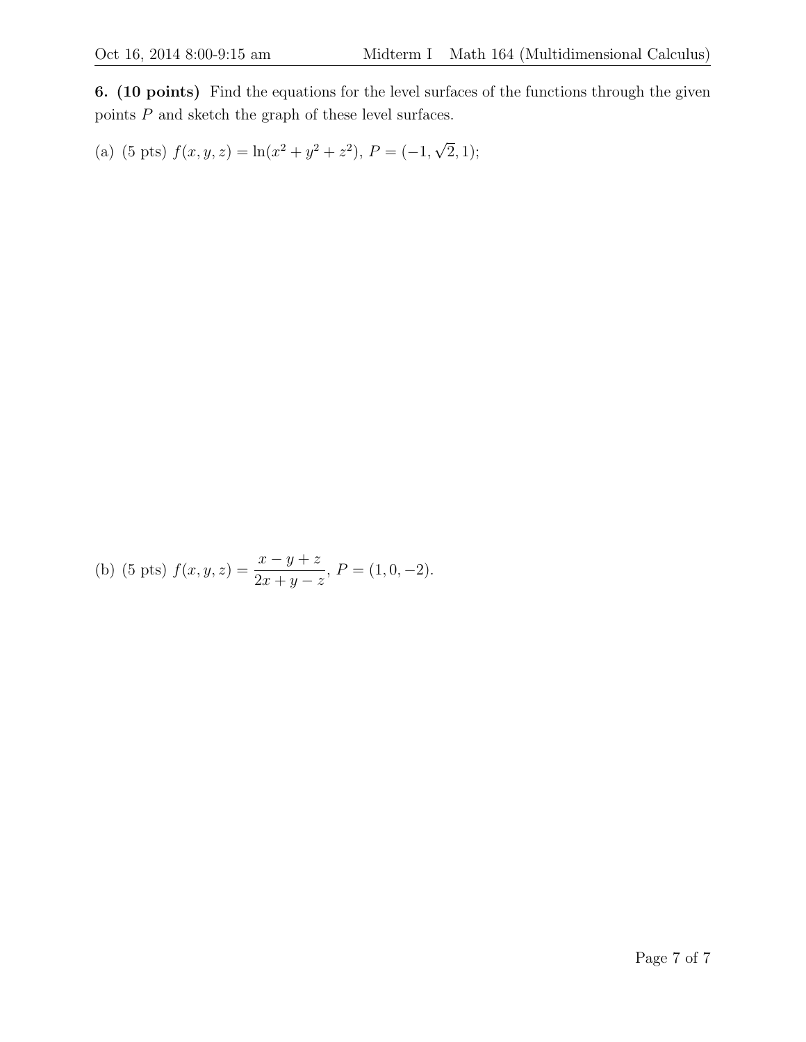**6. (10 points)** Find the equations for the level surfaces of the functions through the given points $P$ and sketch the graph of these level surfaces.

(a) (5 pts) $f(x, y, z) = \ln(x^2 + y^2 + z^2)$, $P = (-1, \sqrt{2}, 1)$;

(b) (5 pts) $f(x, y, z) = \dfrac{x - y + z}{2x + y - z}$, $P = (1, 0, -2)$.